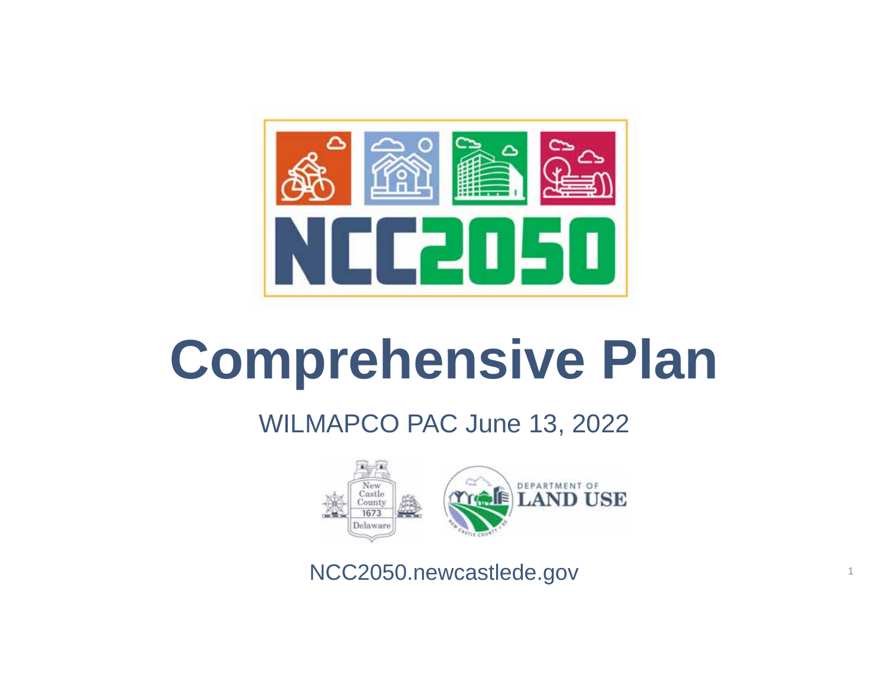NCC2050

# Comprehensive Plan

WILMAPCO PAC June 13, 2022

New Castle County 1673 Delaware

DEPARTMENT OF LAND USE

NCC2050.newcastlede.gov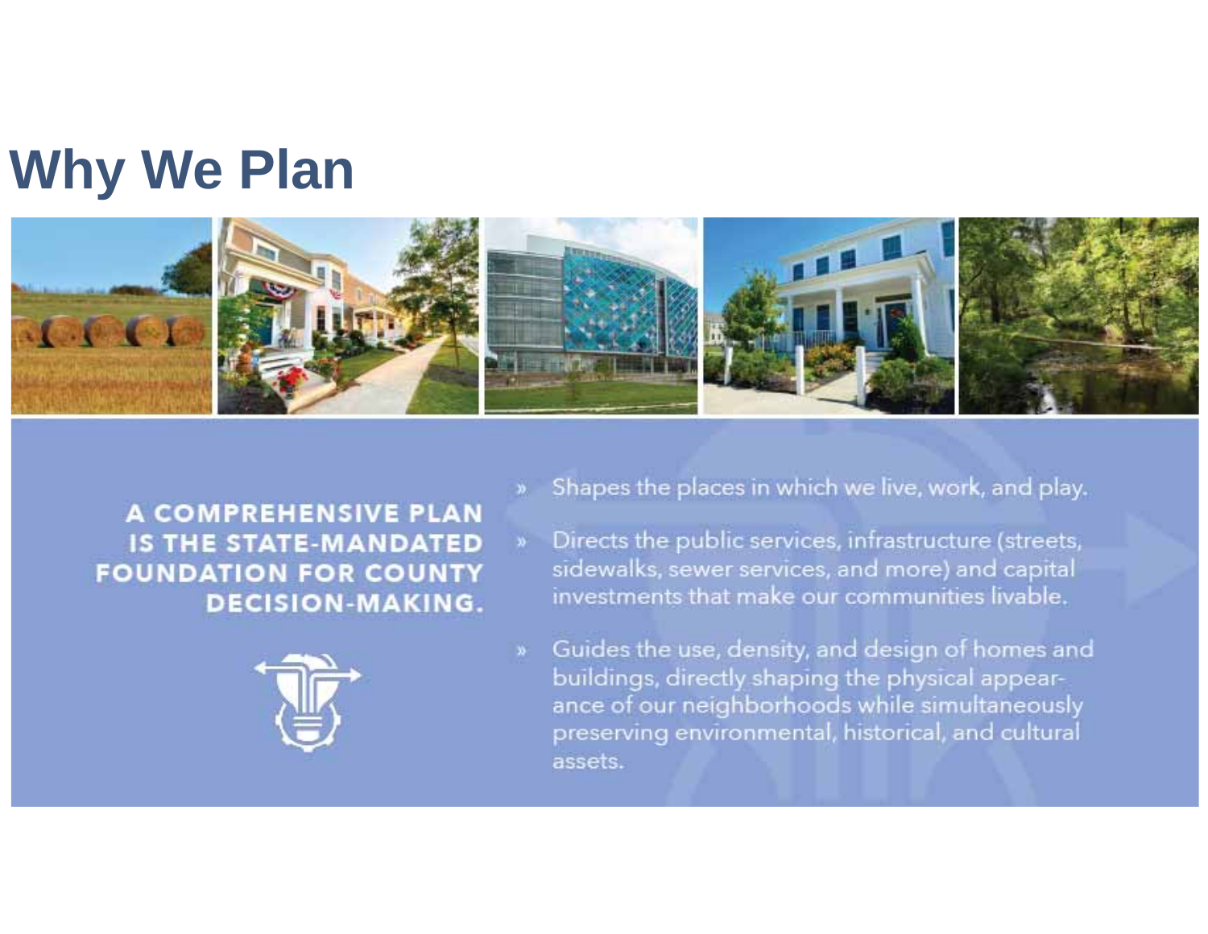# Why We Plan

**A COMPREHENSIVE PLAN IS THE STATE-MANDATED FOUNDATION FOR COUNTY DECISION-MAKING.**

- Shapes the places in which we live, work, and play.
- Directs the public services, infrastructure (streets, sidewalks, sewer services, and more) and capital investments that make our communities livable.
- Guides the use, density, and design of homes and buildings, directly shaping the physical appearance of our neighborhoods while simultaneously preserving environmental, historical, and cultural assets.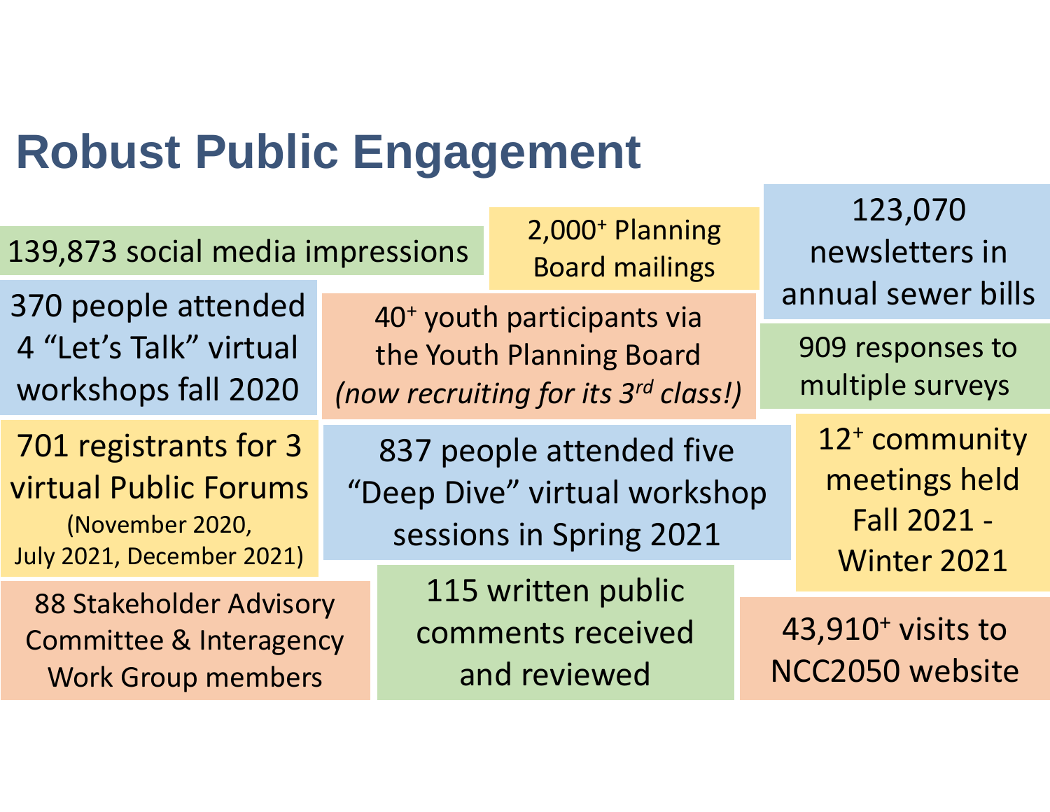# Robust Public Engagement

- 139,873 social media impressions
- 2,000+ Planning Board mailings
- 123,070 newsletters in annual sewer bills
- 370 people attended 4 “Let’s Talk” virtual workshops fall 2020
- 40+ youth participants via the Youth Planning Board *(now recruiting for its 3rd class!)*
- 909 responses to multiple surveys
- 701 registrants for 3 virtual Public Forums (November 2020, July 2021, December 2021)
- 837 people attended five “Deep Dive” virtual workshop sessions in Spring 2021
- 12+ community meetings held Fall 2021 - Winter 2021
- 88 Stakeholder Advisory Committee & Interagency Work Group members
- 115 written public comments received and reviewed
- 43,910+ visits to NCC2050 website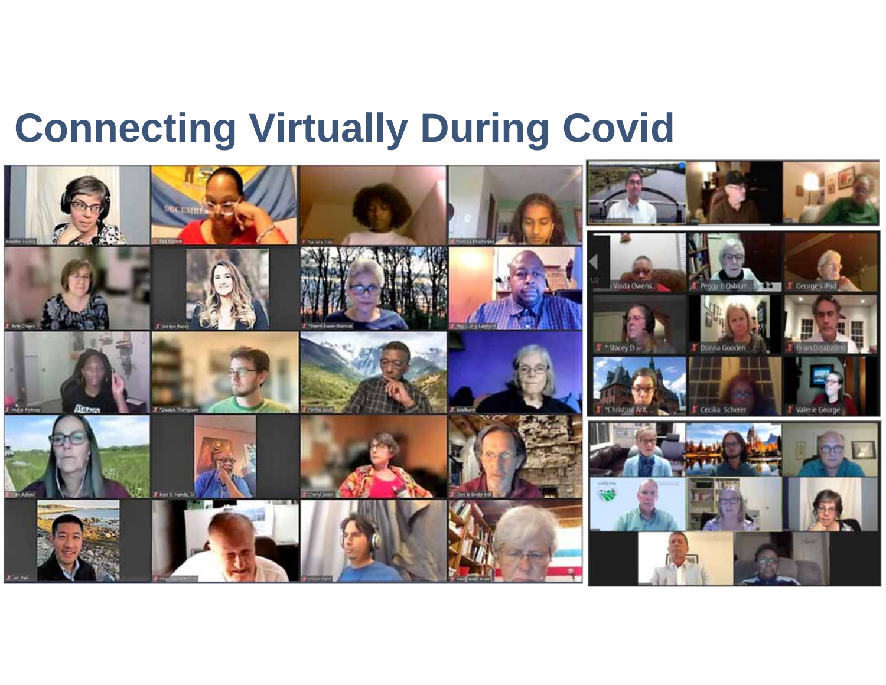# Connecting Virtually During Covid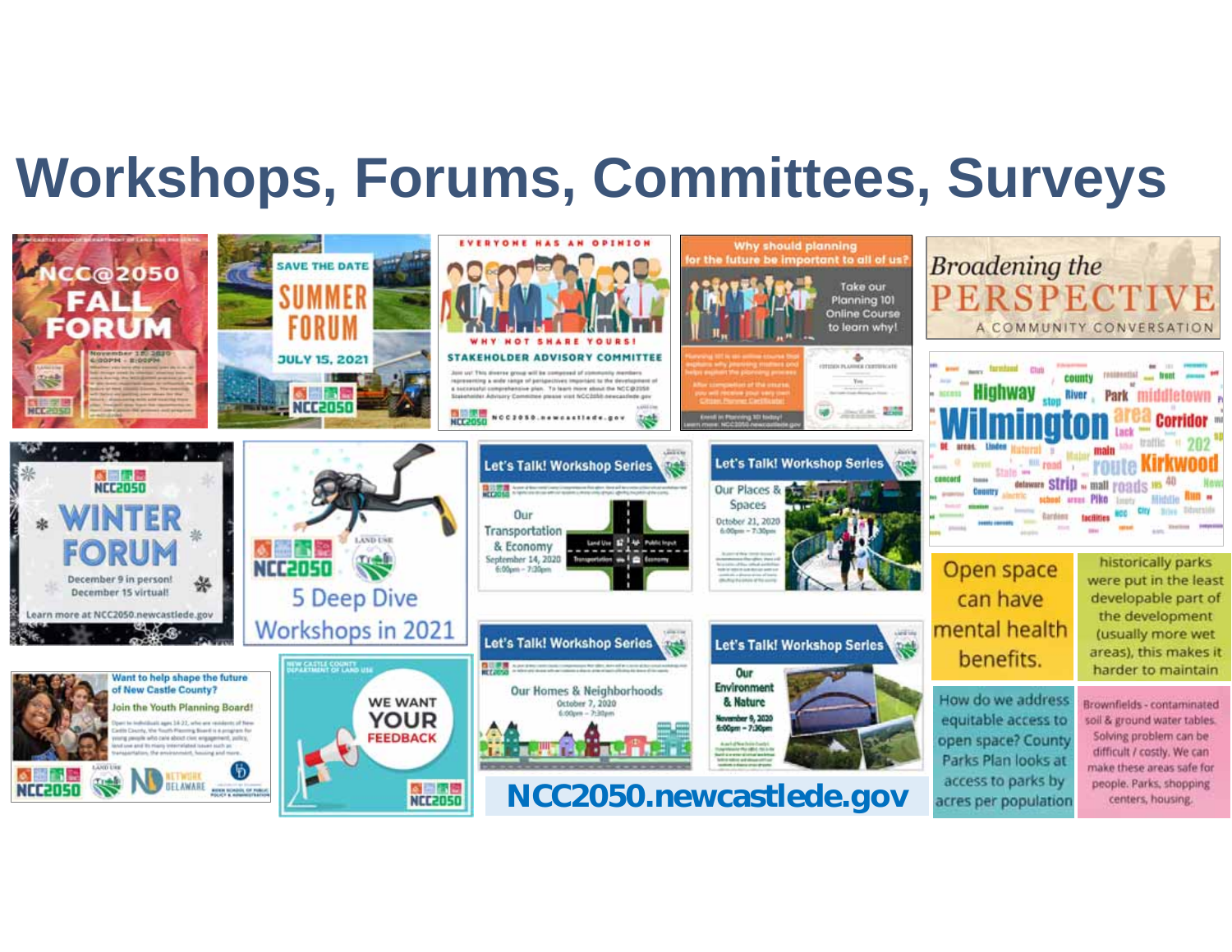# Workshops, Forums, Committees, Surveys

NCC@2050 FALL FORUM

SAVE THE DATE SUMMER FORUM JULY 15, 2021

EVERYONE HAS AN OPINION — WHY NOT SHARE YOURS! STAKEHOLDER ADVISORY COMMITTEE

Why should planning for the future be important to all of us? Take our Planning 101 Online Course to learn why!

Broadening the PERSPECTIVE — A COMMUNITY CONVERSATION

NCC2050 WINTER FORUM — December 9 in person! December 15 virtual! Learn more at NCC2050.newcastlede.gov

5 Deep Dive Workshops in 2021

Let's Talk! Workshop Series — Our Transportation & Economy, September 14, 2020, 6:00pm – 7:30pm

Let's Talk! Workshop Series — Our Places & Spaces, October 21, 2020, 6:00pm – 7:30pm

Want to help shape the future of New Castle County? Join the Youth Planning Board!

WE WANT YOUR FEEDBACK

Let's Talk! Workshop Series — Our Homes & Neighborhoods, October 7, 2020, 6:00pm – 7:30pm

Let's Talk! Workshop Series — Our Environment & Nature, November 9, 2020, 6:00pm – 7:30pm

NCC2050.newcastlede.gov

Open space can have mental health benefits.

historically parks were put in the least developable part of the development (usually more wet areas), this makes it harder to maintain

How do we address equitable access to open space? County Parks Plan looks at access to parks by acres per population

Brownfields - contaminated soil & ground water tables. Solving problem can be difficult / costly. We can make these areas safe for people. Parks, shopping centers, housing.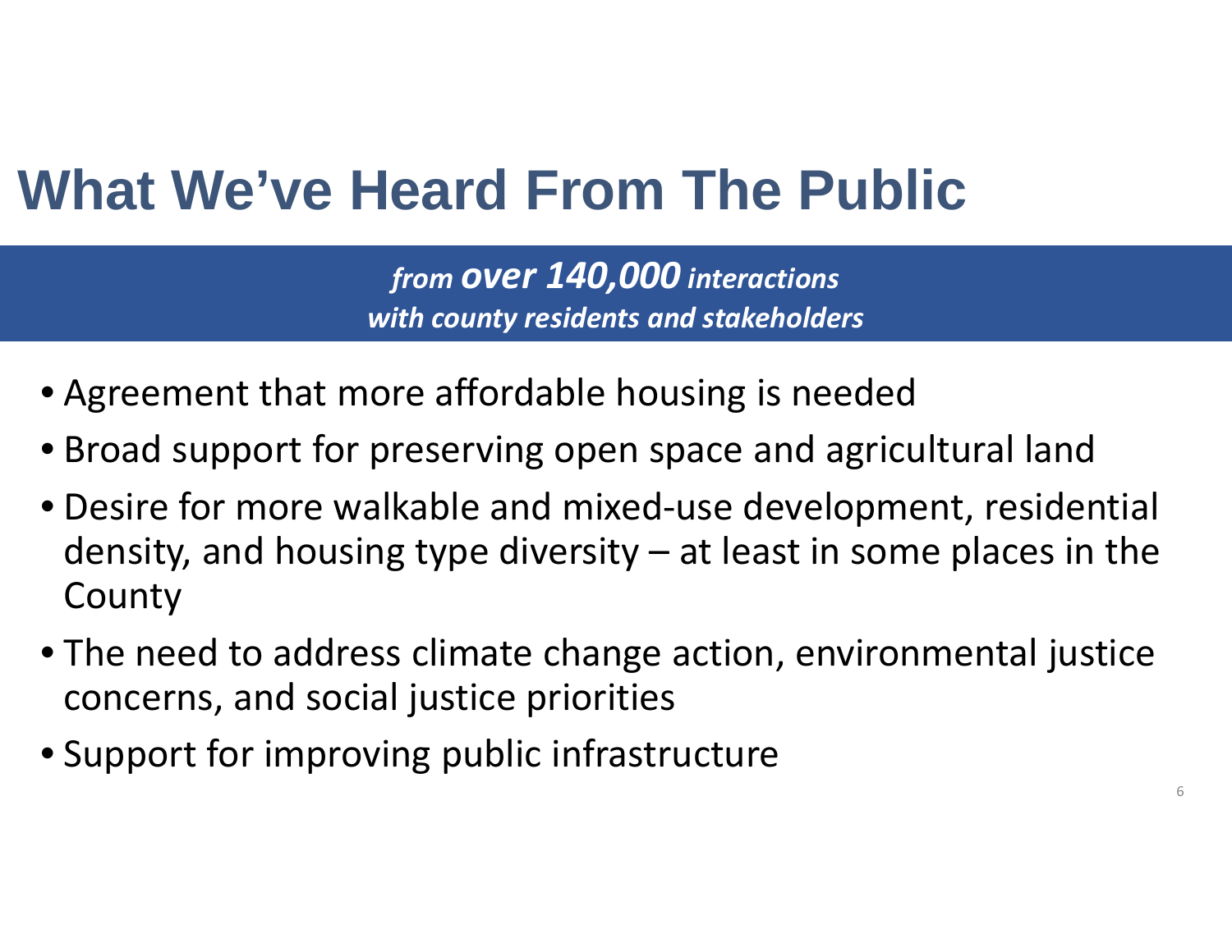# What We've Heard From The Public

*from **over 140,000** interactions*
*with county residents and stakeholders*

- Agreement that more affordable housing is needed
- Broad support for preserving open space and agricultural land
- Desire for more walkable and mixed-use development, residential density, and housing type diversity – at least in some places in the County
- The need to address climate change action, environmental justice concerns, and social justice priorities
- Support for improving public infrastructure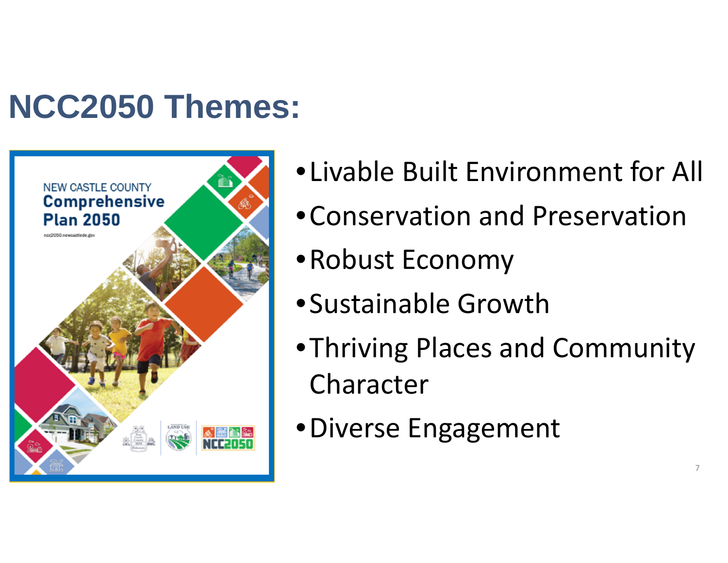# NCC2050 Themes:

- Livable Built Environment for All
- Conservation and Preservation
- Robust Economy
- Sustainable Growth
- Thriving Places and Community Character
- Diverse Engagement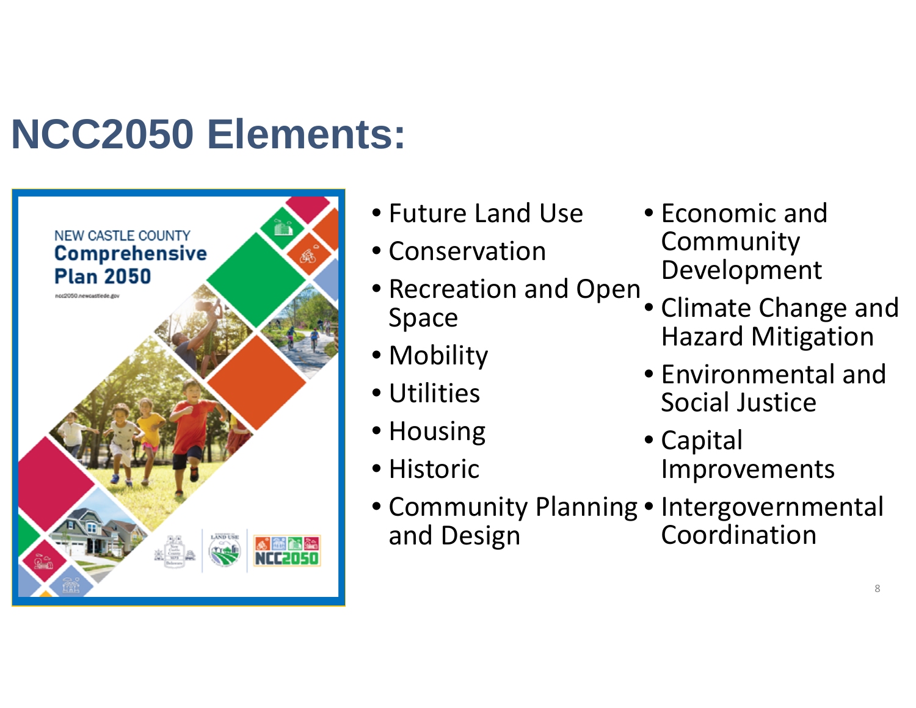# NCC2050 Elements:

- Future Land Use
- Conservation
- Recreation and Open Space
- Mobility
- Utilities
- Housing
- Historic
- Community Planning and Design
- Economic and Community Development
- Climate Change and Hazard Mitigation
- Environmental and Social Justice
- Capital Improvements
- Intergovernmental Coordination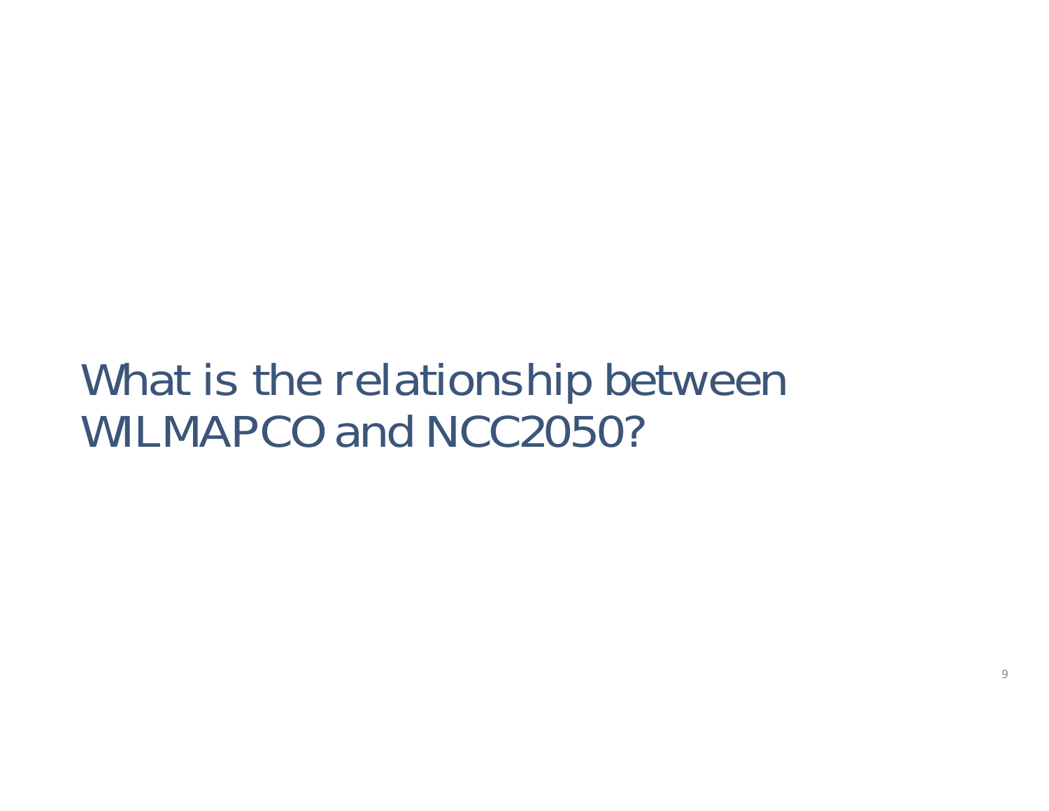# What is the relationship between WILMAPCO and NCC2050?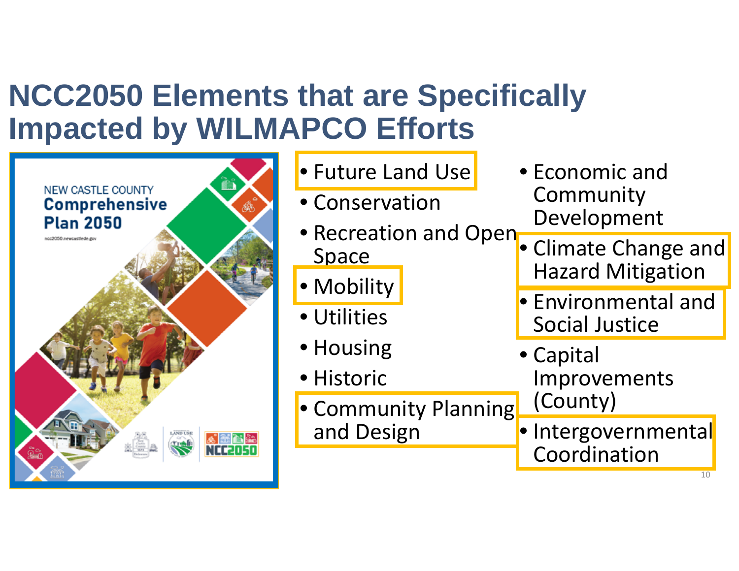# NCC2050 Elements that are Specifically Impacted by WILMAPCO Efforts

- Future Land Use
- Conservation
- Recreation and Open Space
- Mobility
- Utilities
- Housing
- Historic
- Community Planning and Design
- Economic and Community Development
- Climate Change and Hazard Mitigation
- Environmental and Social Justice
- Capital Improvements (County)
- Intergovernmental Coordination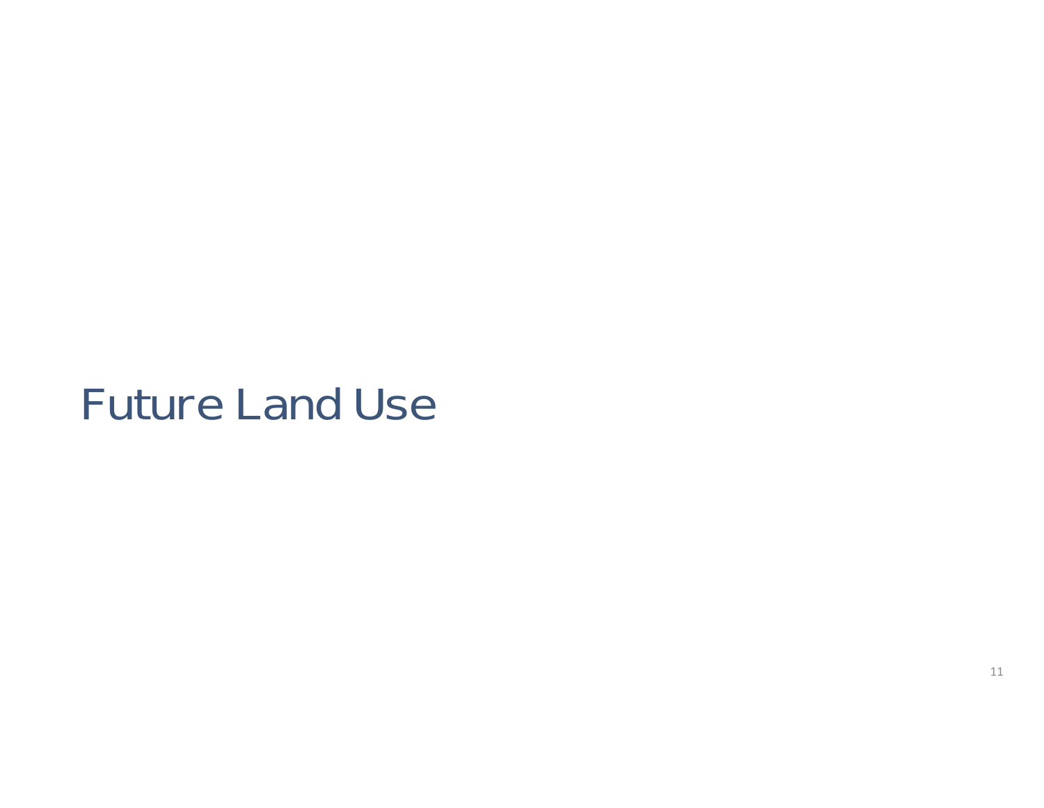# Future Land Use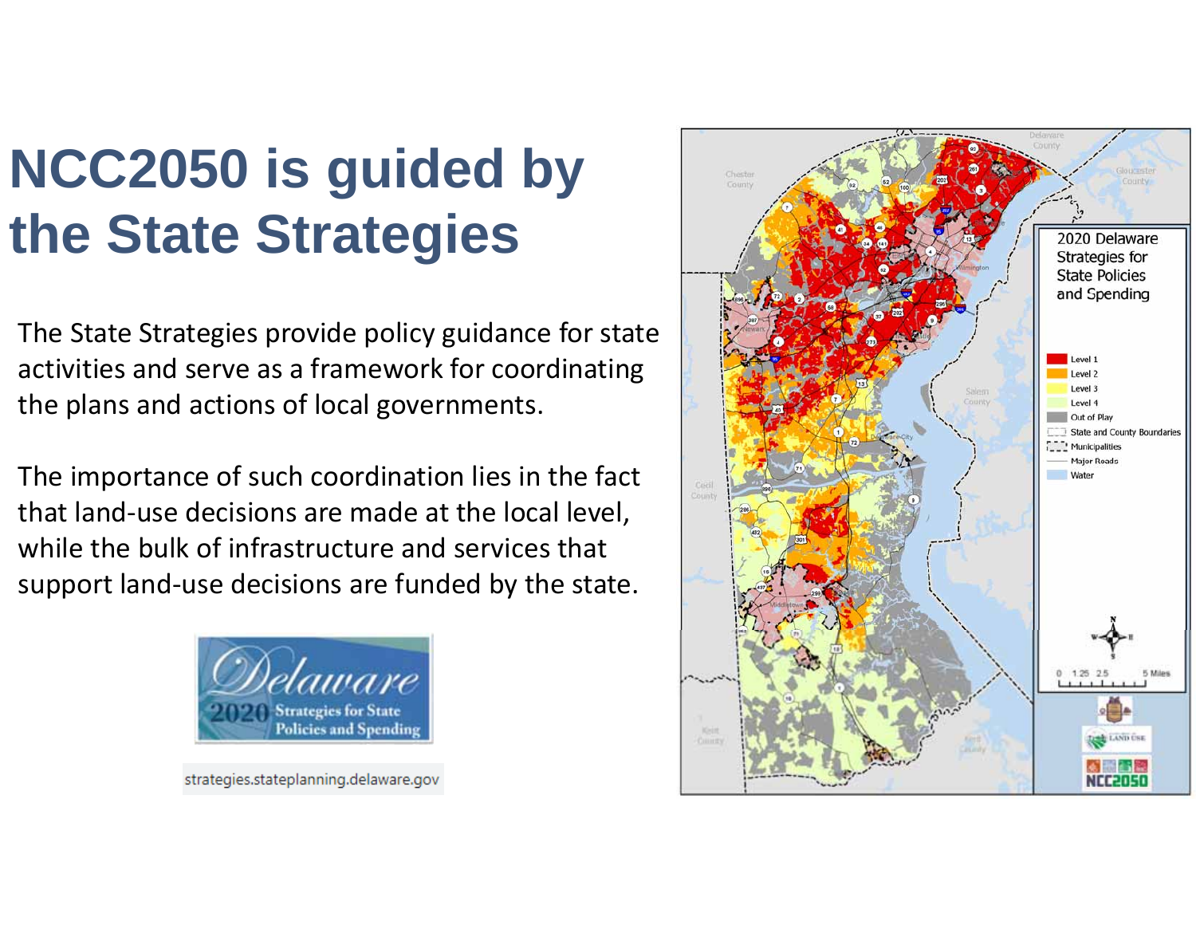# NCC2050 is guided by the State Strategies

The State Strategies provide policy guidance for state activities and serve as a framework for coordinating the plans and actions of local governments.

The importance of such coordination lies in the fact that land-use decisions are made at the local level, while the bulk of infrastructure and services that support land-use decisions are funded by the state.

Delaware 2020 Strategies for State Policies and Spending

strategies.stateplanning.delaware.gov

2020 Delaware Strategies for State Policies and Spending

- Level 1
- Level 2
- Level 3
- Level 4
- Out of Play
- State and County Boundaries
- Municipalities
- Major Roads
- Water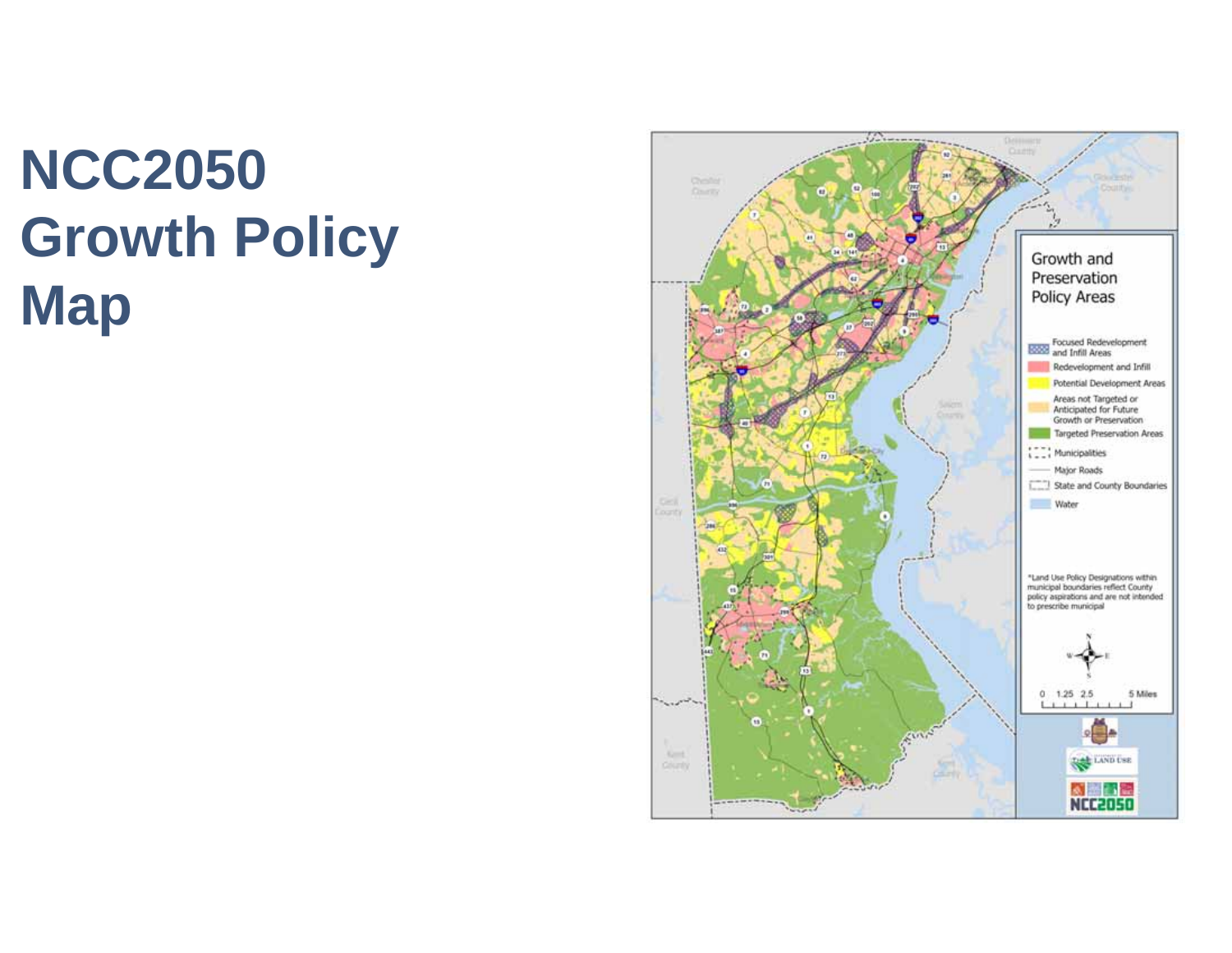# NCC2050 Growth Policy Map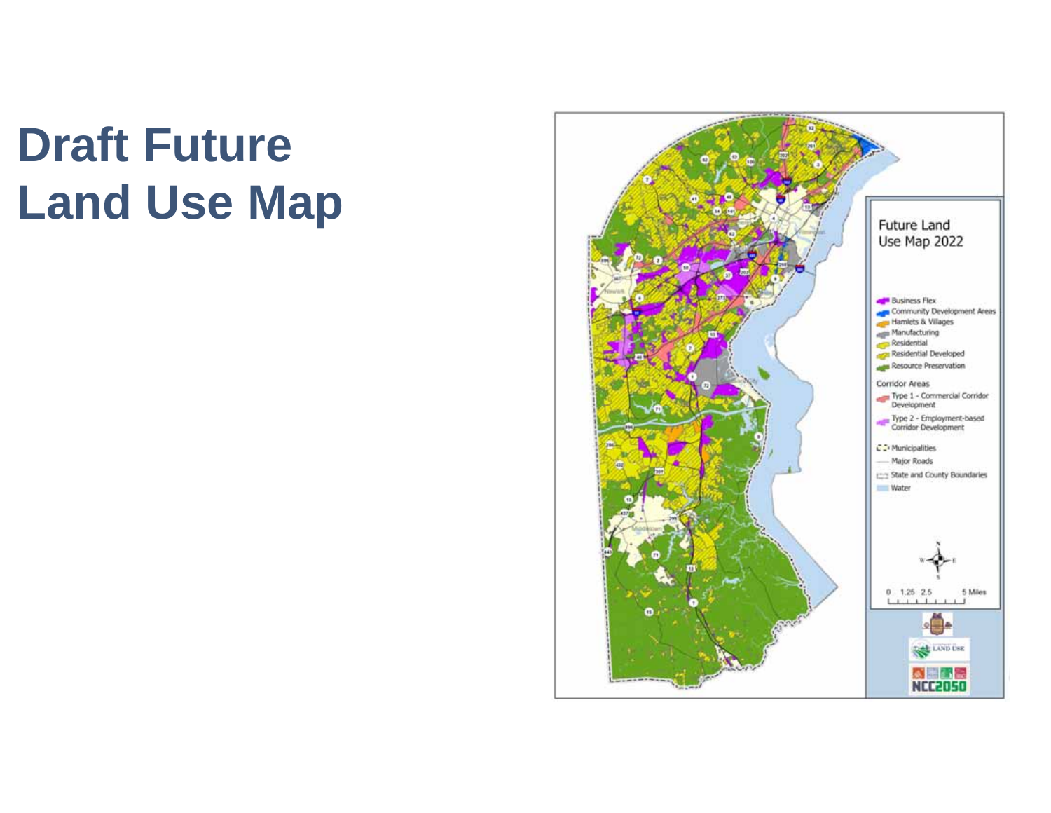# Draft Future Land Use Map

Future Land Use Map 2022

- Business Flex
- Community Development Areas
- Hamlets & Villages
- Manufacturing
- Residential
- Residential Developed
- Resource Preservation

Corridor Areas

- Type 1 - Commercial Corridor Development
- Type 2 - Employment-based Corridor Development
- Municipalities
- Major Roads
- State and County Boundaries
- Water

0 1.25 2.5 5 Miles

NCC2050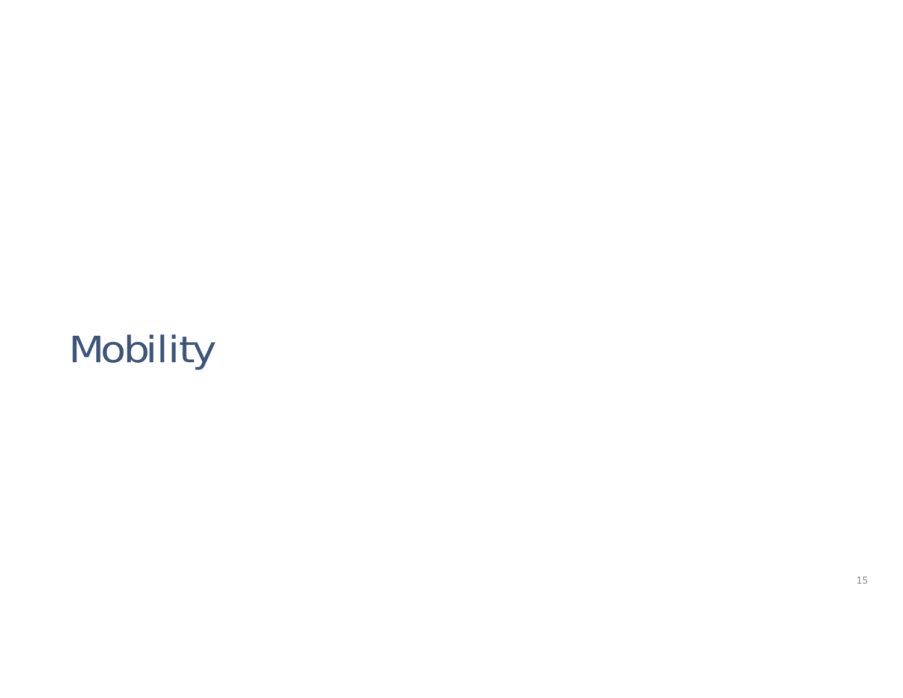# Mobility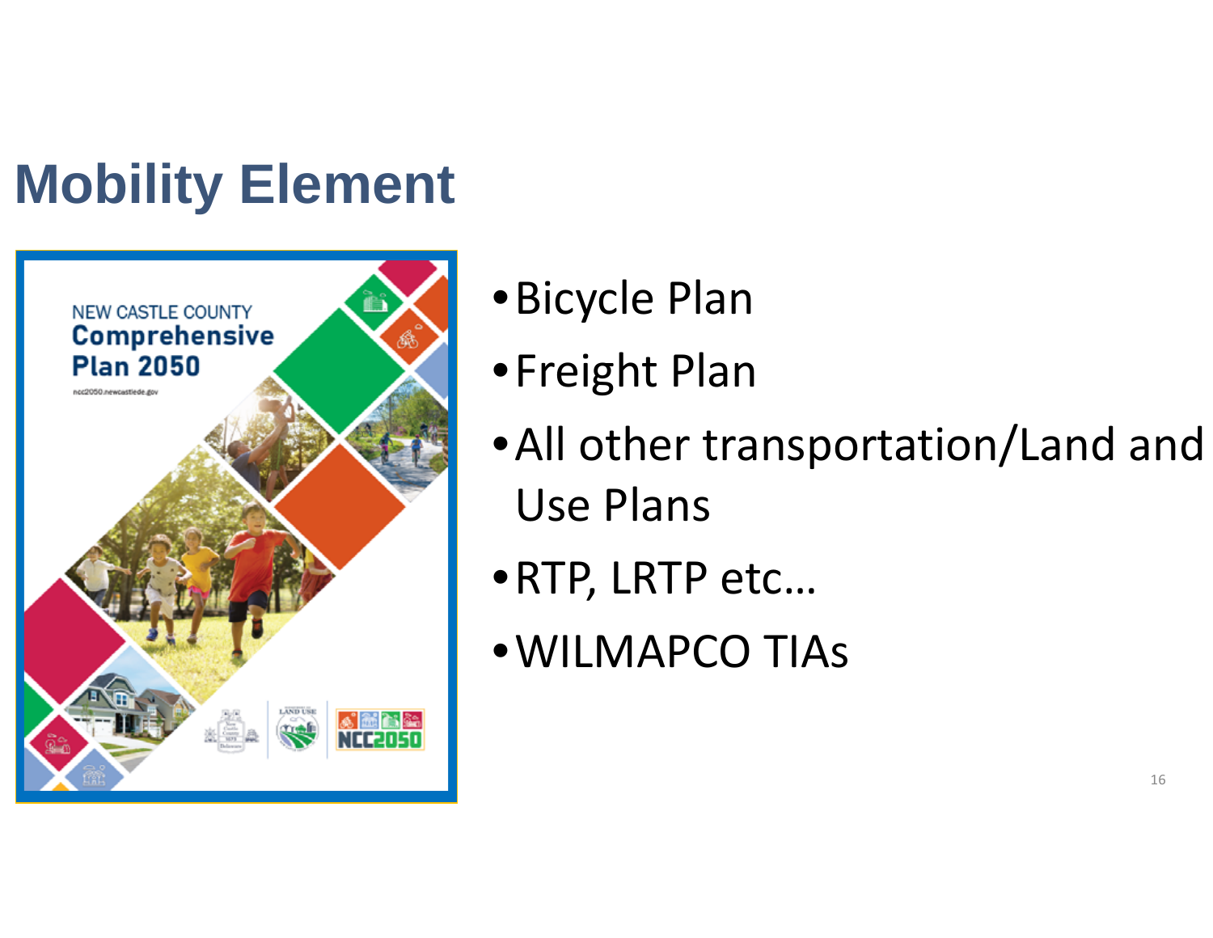# Mobility Element

- Bicycle Plan
- Freight Plan
- All other transportation/Land and Use Plans
- RTP, LRTP etc…
- WILMAPCO TIAs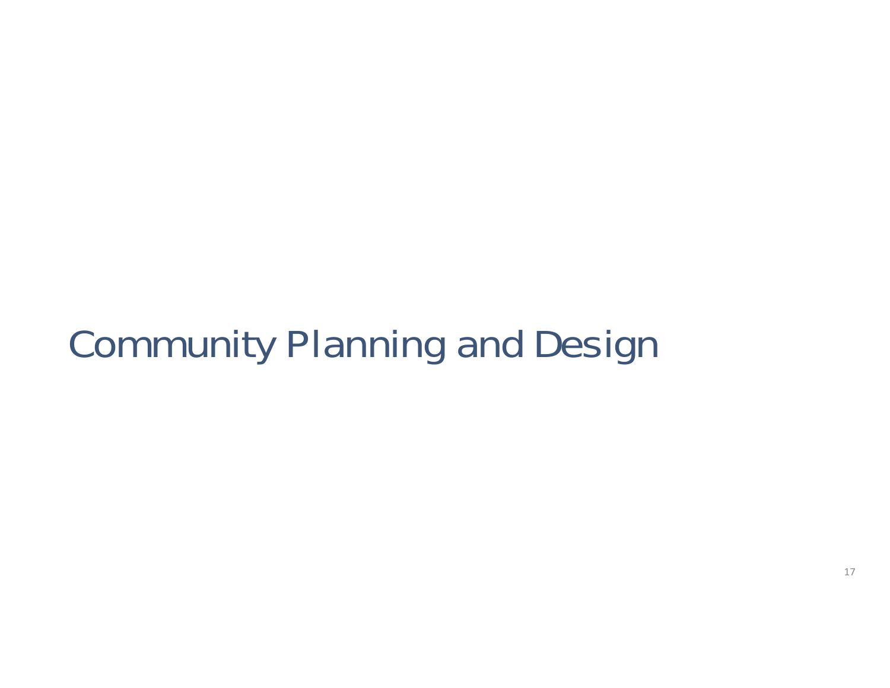# Community Planning and Design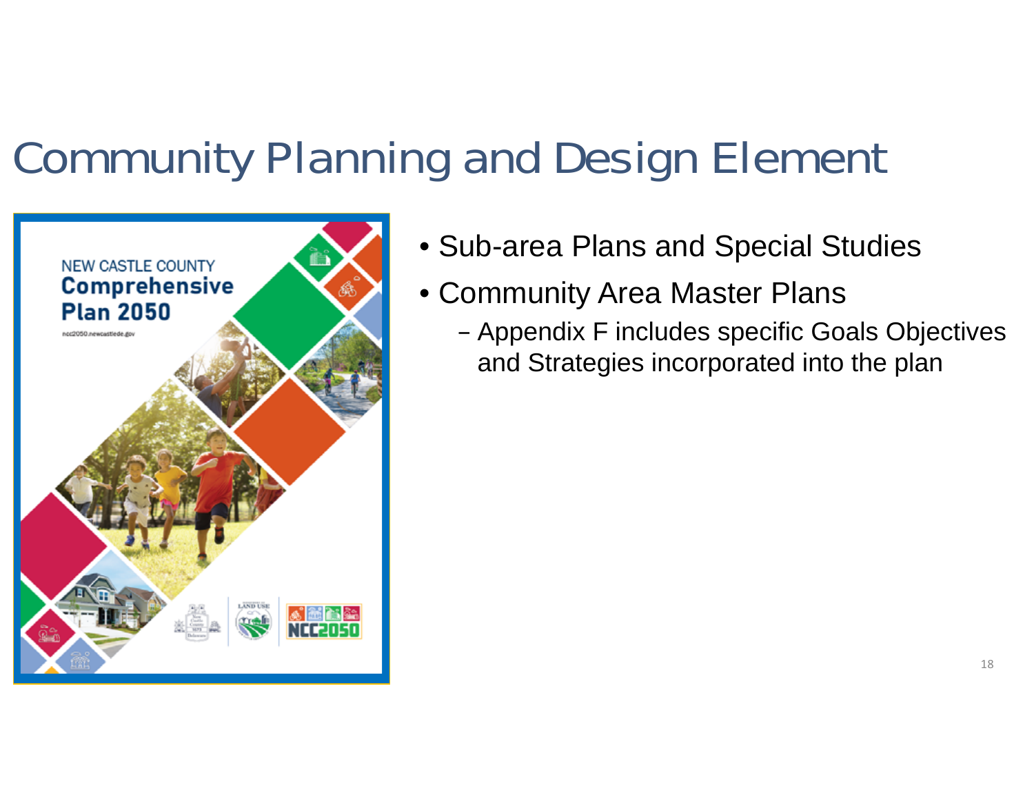# Community Planning and Design Element

- Sub-area Plans and Special Studies
- Community Area Master Plans
  - Appendix F includes specific Goals Objectives and Strategies incorporated into the plan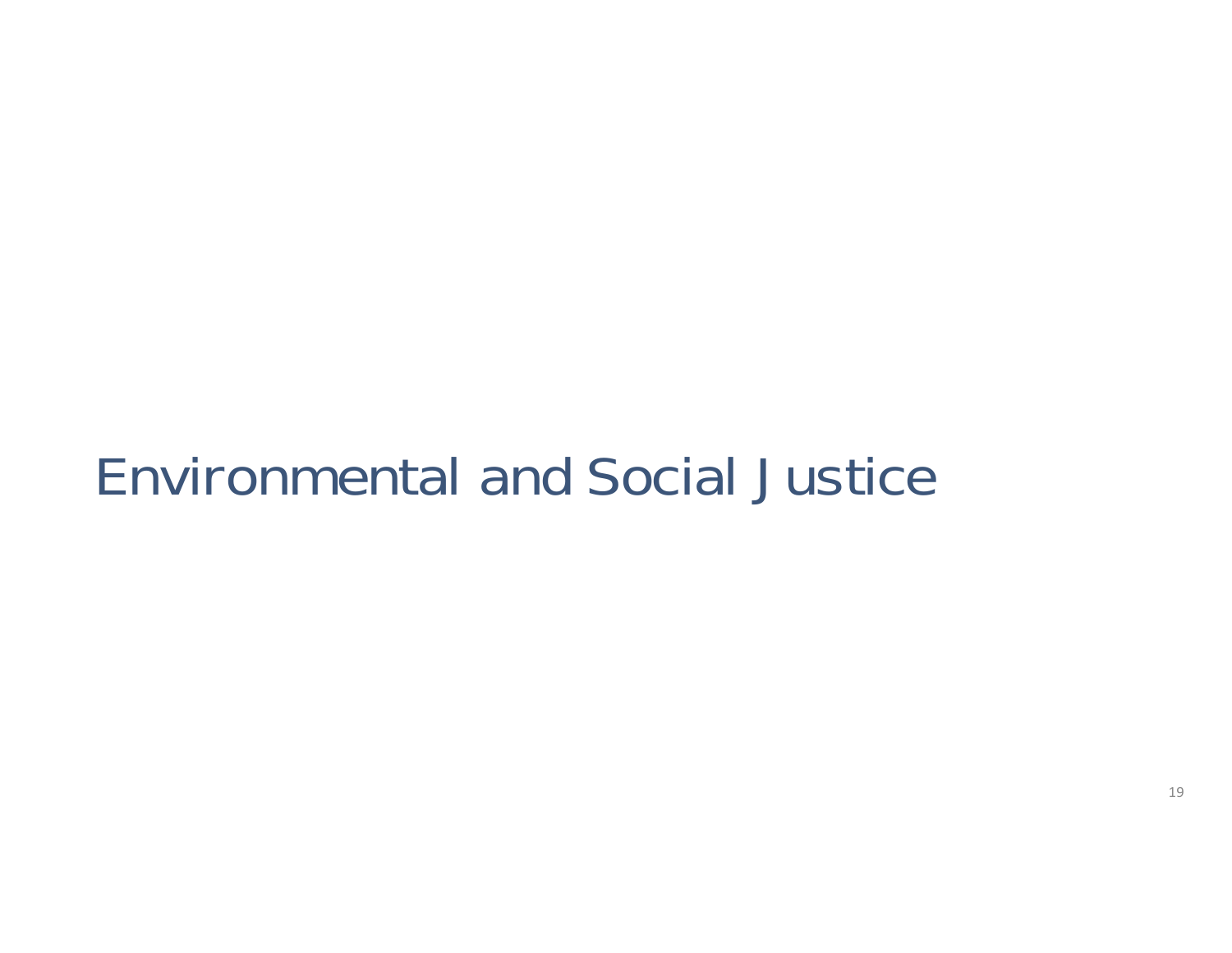# Environmental and Social Justice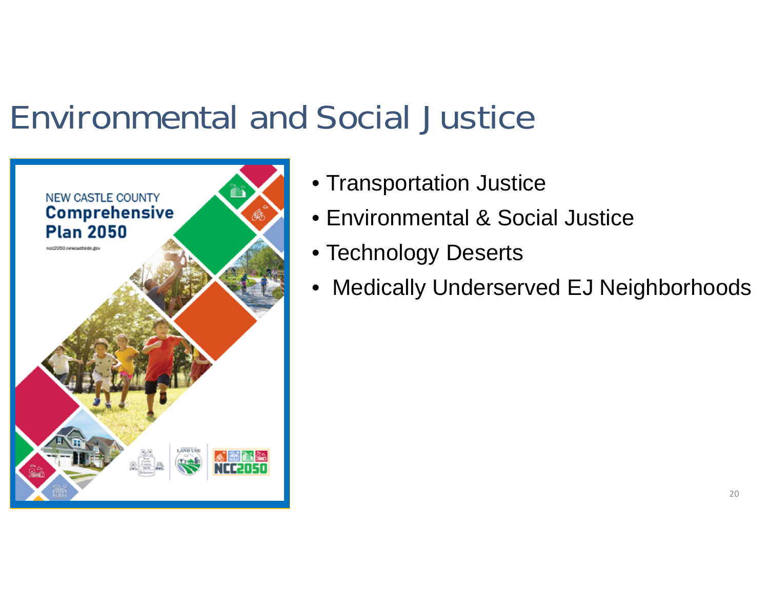# Environmental and Social Justice

- Transportation Justice
- Environmental & Social Justice
- Technology Deserts
- Medically Underserved EJ Neighborhoods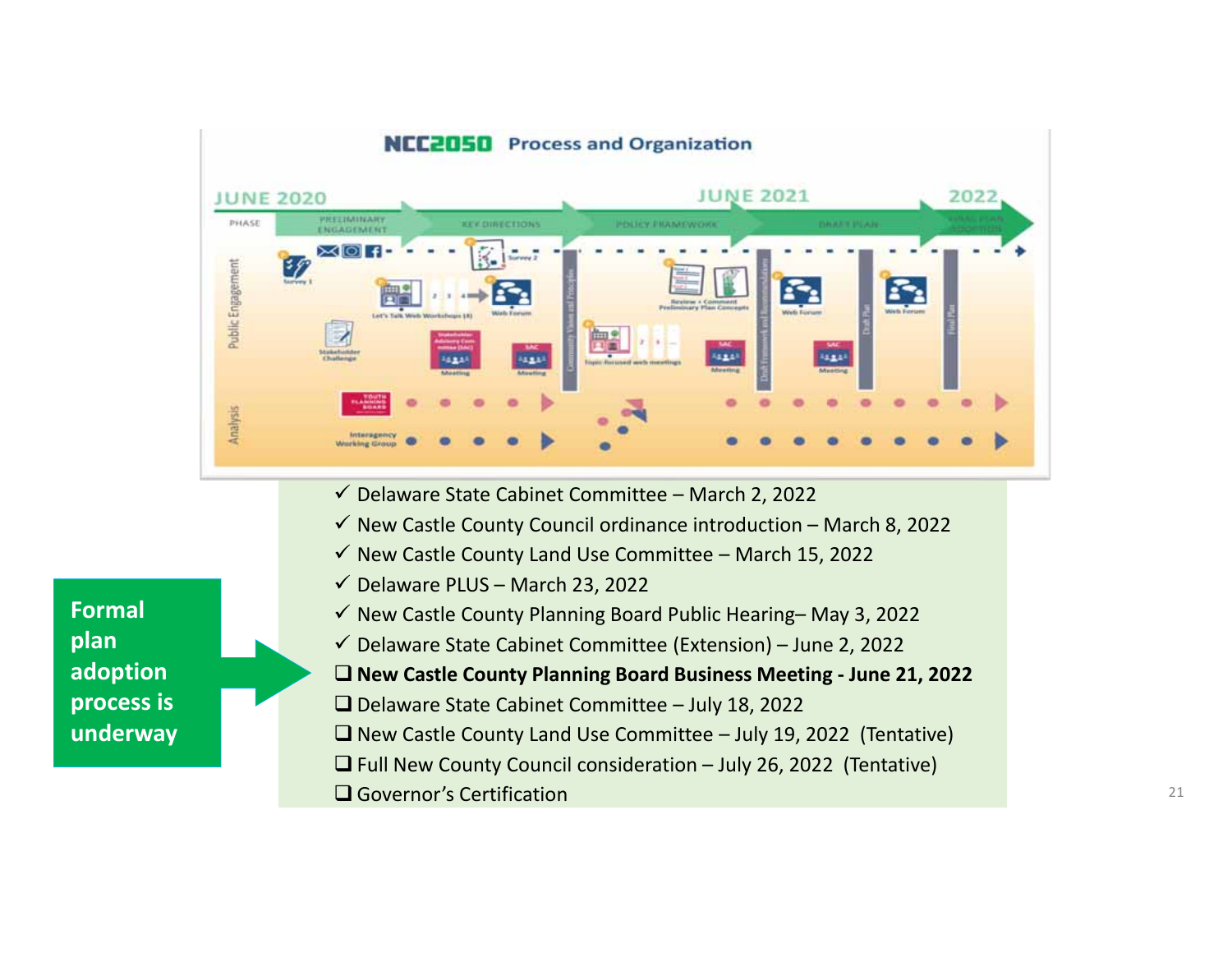## NCC2050 Process and Organization

JUNE 2020 — JUNE 2021 — 2022

PHASE: PRELIMINARY ENGAGEMENT → KEY DIRECTIONS → POLICY FRAMEWORK → DRAFT PLAN → FINAL PLAN ADOPTION

**Formal plan adoption process is underway**

- ✓ Delaware State Cabinet Committee – March 2, 2022
- ✓ New Castle County Council ordinance introduction – March 8, 2022
- ✓ New Castle County Land Use Committee – March 15, 2022
- ✓ Delaware PLUS – March 23, 2022
- ✓ New Castle County Planning Board Public Hearing– May 3, 2022
- ✓ Delaware State Cabinet Committee (Extension) – June 2, 2022
- ❑ **New Castle County Planning Board Business Meeting - June 21, 2022**
- ❑ Delaware State Cabinet Committee – July 18, 2022
- ❑ New Castle County Land Use Committee – July 19, 2022 (Tentative)
- ❑ Full New County Council consideration – July 26, 2022 (Tentative)
- ❑ Governor's Certification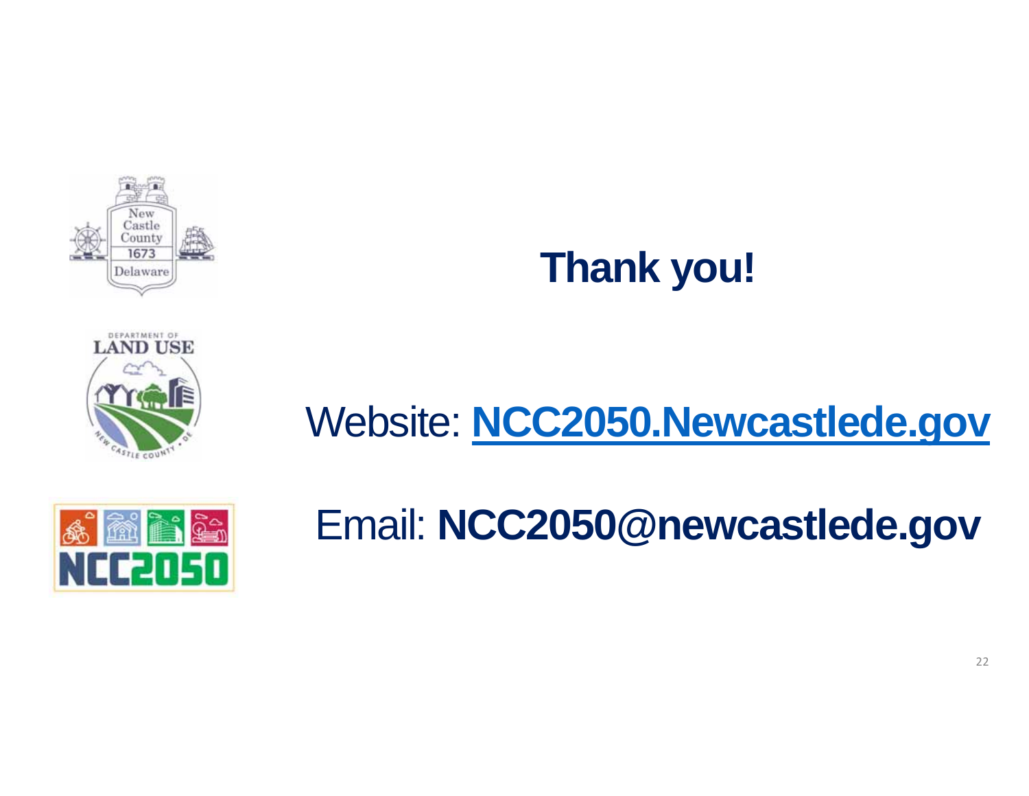# Thank you!

Website: **NCC2050.Newcastlede.gov**

Email: **NCC2050@newcastlede.gov**